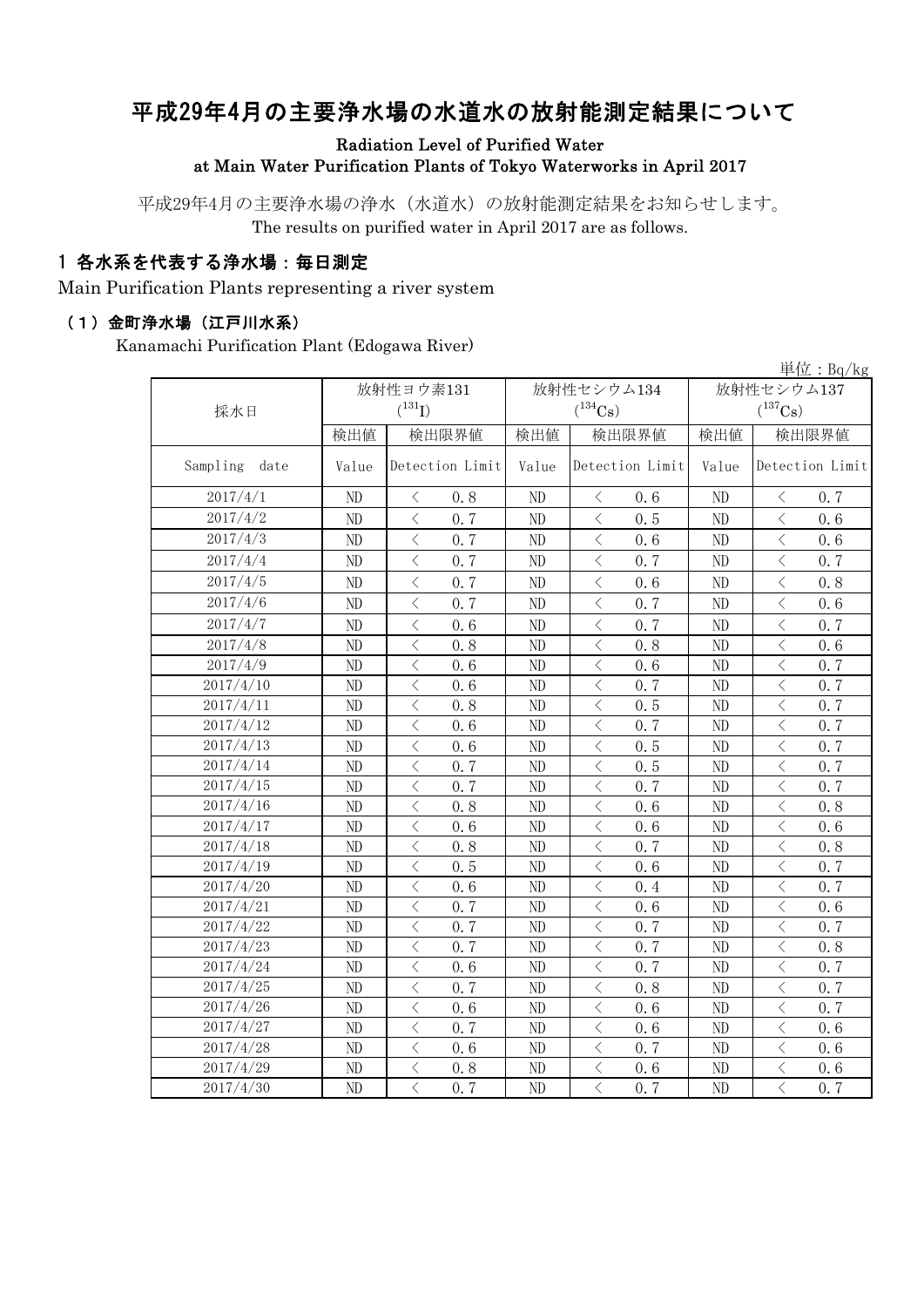# 平成29年4月の主要浄水場の水道水の放射能測定結果について

**Radiation Level of Purified Water at Main Water Purification Plants of Tokyo Waterworks in April 2017**

平成29年4月の主要浄水場の浄水（水道水）の放射能測定結果をお知らせします。
The results on purified water in April 2017 are as follows.

## 1 各水系を代表する浄水場：毎日測定

Main Purification Plants representing a river system

### （1）金町浄水場（江戸川水系）

Kanamachi Purification Plant (Edogawa River)

単位：Bq/kg

| 採水日 | 放射性ヨウ素131 ($^{131}I$) | | 放射性セシウム134 ($^{134}Cs$) | | 放射性セシウム137 ($^{137}Cs$) | |
|---|---|---|---|---|---|---|
| | 検出値 | 検出限界値 | 検出値 | 検出限界値 | 検出値 | 検出限界値 |
| Sampling date | Value | Detection Limit | Value | Detection Limit | Value | Detection Limit |
| 2017/4/1 | ND | ＜ 0.8 | ND | ＜ 0.6 | ND | ＜ 0.7 |
| 2017/4/2 | ND | ＜ 0.7 | ND | ＜ 0.5 | ND | ＜ 0.6 |
| 2017/4/3 | ND | ＜ 0.7 | ND | ＜ 0.6 | ND | ＜ 0.6 |
| 2017/4/4 | ND | ＜ 0.7 | ND | ＜ 0.7 | ND | ＜ 0.7 |
| 2017/4/5 | ND | ＜ 0.7 | ND | ＜ 0.6 | ND | ＜ 0.8 |
| 2017/4/6 | ND | ＜ 0.7 | ND | ＜ 0.7 | ND | ＜ 0.6 |
| 2017/4/7 | ND | ＜ 0.6 | ND | ＜ 0.7 | ND | ＜ 0.7 |
| 2017/4/8 | ND | ＜ 0.8 | ND | ＜ 0.8 | ND | ＜ 0.6 |
| 2017/4/9 | ND | ＜ 0.6 | ND | ＜ 0.6 | ND | ＜ 0.7 |
| 2017/4/10 | ND | ＜ 0.6 | ND | ＜ 0.7 | ND | ＜ 0.7 |
| 2017/4/11 | ND | ＜ 0.8 | ND | ＜ 0.5 | ND | ＜ 0.7 |
| 2017/4/12 | ND | ＜ 0.6 | ND | ＜ 0.7 | ND | ＜ 0.7 |
| 2017/4/13 | ND | ＜ 0.6 | ND | ＜ 0.5 | ND | ＜ 0.7 |
| 2017/4/14 | ND | ＜ 0.7 | ND | ＜ 0.5 | ND | ＜ 0.7 |
| 2017/4/15 | ND | ＜ 0.7 | ND | ＜ 0.7 | ND | ＜ 0.7 |
| 2017/4/16 | ND | ＜ 0.8 | ND | ＜ 0.6 | ND | ＜ 0.8 |
| 2017/4/17 | ND | ＜ 0.6 | ND | ＜ 0.6 | ND | ＜ 0.6 |
| 2017/4/18 | ND | ＜ 0.8 | ND | ＜ 0.7 | ND | ＜ 0.8 |
| 2017/4/19 | ND | ＜ 0.5 | ND | ＜ 0.6 | ND | ＜ 0.7 |
| 2017/4/20 | ND | ＜ 0.6 | ND | ＜ 0.4 | ND | ＜ 0.7 |
| 2017/4/21 | ND | ＜ 0.7 | ND | ＜ 0.6 | ND | ＜ 0.6 |
| 2017/4/22 | ND | ＜ 0.7 | ND | ＜ 0.7 | ND | ＜ 0.7 |
| 2017/4/23 | ND | ＜ 0.7 | ND | ＜ 0.7 | ND | ＜ 0.8 |
| 2017/4/24 | ND | ＜ 0.6 | ND | ＜ 0.7 | ND | ＜ 0.7 |
| 2017/4/25 | ND | ＜ 0.7 | ND | ＜ 0.8 | ND | ＜ 0.7 |
| 2017/4/26 | ND | ＜ 0.6 | ND | ＜ 0.6 | ND | ＜ 0.7 |
| 2017/4/27 | ND | ＜ 0.7 | ND | ＜ 0.6 | ND | ＜ 0.6 |
| 2017/4/28 | ND | ＜ 0.6 | ND | ＜ 0.7 | ND | ＜ 0.6 |
| 2017/4/29 | ND | ＜ 0.8 | ND | ＜ 0.6 | ND | ＜ 0.6 |
| 2017/4/30 | ND | ＜ 0.7 | ND | ＜ 0.7 | ND | ＜ 0.7 |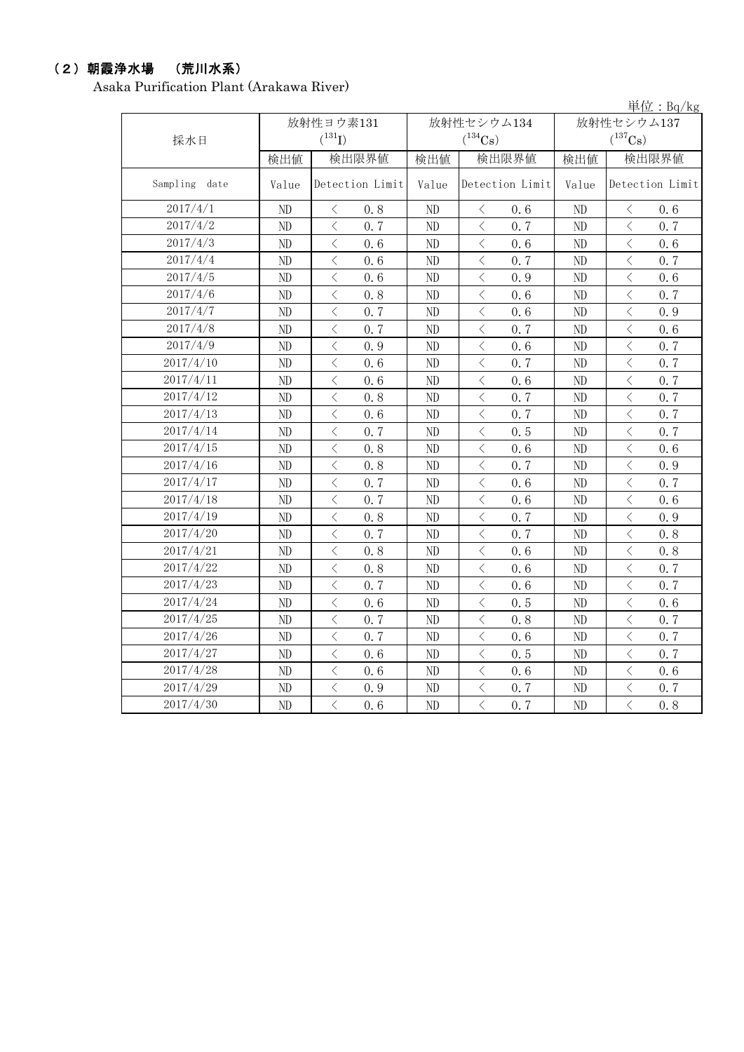## （２）朝霞浄水場　（荒川水系）

Asaka Purification Plant (Arakawa River)

単位：Bq/kg

| 採水日 | 放射性ヨウ素131 ($^{131}$I) | | 放射性セシウム134 ($^{134}$Cs) | | 放射性セシウム137 ($^{137}$Cs) | |
|---|---|---|---|---|---|---|
| | 検出値 | 検出限界値 | 検出値 | 検出限界値 | 検出値 | 検出限界値 |
| Sampling date | Value | Detection Limit | Value | Detection Limit | Value | Detection Limit |
| 2017/4/1 | ND | ＜ 0.8 | ND | ＜ 0.6 | ND | ＜ 0.6 |
| 2017/4/2 | ND | ＜ 0.7 | ND | ＜ 0.7 | ND | ＜ 0.7 |
| 2017/4/3 | ND | ＜ 0.6 | ND | ＜ 0.6 | ND | ＜ 0.6 |
| 2017/4/4 | ND | ＜ 0.6 | ND | ＜ 0.7 | ND | ＜ 0.7 |
| 2017/4/5 | ND | ＜ 0.6 | ND | ＜ 0.9 | ND | ＜ 0.6 |
| 2017/4/6 | ND | ＜ 0.8 | ND | ＜ 0.6 | ND | ＜ 0.7 |
| 2017/4/7 | ND | ＜ 0.7 | ND | ＜ 0.6 | ND | ＜ 0.9 |
| 2017/4/8 | ND | ＜ 0.7 | ND | ＜ 0.7 | ND | ＜ 0.6 |
| 2017/4/9 | ND | ＜ 0.9 | ND | ＜ 0.6 | ND | ＜ 0.7 |
| 2017/4/10 | ND | ＜ 0.6 | ND | ＜ 0.7 | ND | ＜ 0.7 |
| 2017/4/11 | ND | ＜ 0.6 | ND | ＜ 0.6 | ND | ＜ 0.7 |
| 2017/4/12 | ND | ＜ 0.8 | ND | ＜ 0.7 | ND | ＜ 0.7 |
| 2017/4/13 | ND | ＜ 0.6 | ND | ＜ 0.7 | ND | ＜ 0.7 |
| 2017/4/14 | ND | ＜ 0.7 | ND | ＜ 0.5 | ND | ＜ 0.7 |
| 2017/4/15 | ND | ＜ 0.8 | ND | ＜ 0.6 | ND | ＜ 0.6 |
| 2017/4/16 | ND | ＜ 0.8 | ND | ＜ 0.7 | ND | ＜ 0.9 |
| 2017/4/17 | ND | ＜ 0.7 | ND | ＜ 0.6 | ND | ＜ 0.7 |
| 2017/4/18 | ND | ＜ 0.7 | ND | ＜ 0.6 | ND | ＜ 0.6 |
| 2017/4/19 | ND | ＜ 0.8 | ND | ＜ 0.7 | ND | ＜ 0.9 |
| 2017/4/20 | ND | ＜ 0.7 | ND | ＜ 0.7 | ND | ＜ 0.8 |
| 2017/4/21 | ND | ＜ 0.8 | ND | ＜ 0.6 | ND | ＜ 0.8 |
| 2017/4/22 | ND | ＜ 0.8 | ND | ＜ 0.6 | ND | ＜ 0.7 |
| 2017/4/23 | ND | ＜ 0.7 | ND | ＜ 0.6 | ND | ＜ 0.7 |
| 2017/4/24 | ND | ＜ 0.6 | ND | ＜ 0.5 | ND | ＜ 0.6 |
| 2017/4/25 | ND | ＜ 0.7 | ND | ＜ 0.8 | ND | ＜ 0.7 |
| 2017/4/26 | ND | ＜ 0.7 | ND | ＜ 0.6 | ND | ＜ 0.7 |
| 2017/4/27 | ND | ＜ 0.6 | ND | ＜ 0.5 | ND | ＜ 0.7 |
| 2017/4/28 | ND | ＜ 0.6 | ND | ＜ 0.6 | ND | ＜ 0.6 |
| 2017/4/29 | ND | ＜ 0.9 | ND | ＜ 0.7 | ND | ＜ 0.7 |
| 2017/4/30 | ND | ＜ 0.6 | ND | ＜ 0.7 | ND | ＜ 0.8 |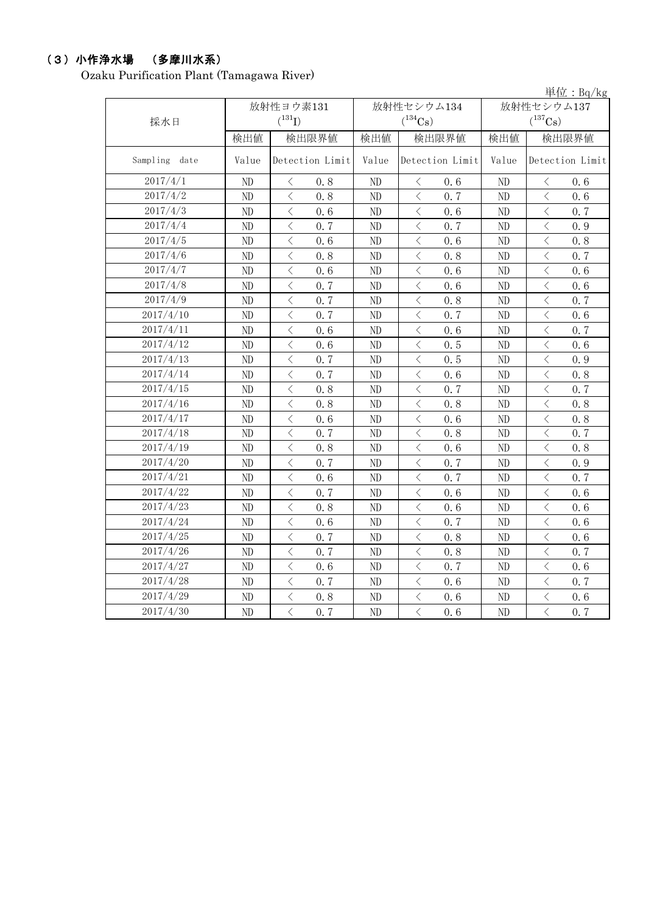### （３）小作浄水場　（多摩川水系）

Ozaku Purification Plant (Tamagawa River)

単位：Bq/kg

| 採水日 | 放射性ヨウ素131 ($^{131}$I) | | 放射性セシウム134 ($^{134}$Cs) | | 放射性セシウム137 ($^{137}$Cs) | |
|---|---|---|---|---|---|---|
| | 検出値 | 検出限界値 | 検出値 | 検出限界値 | 検出値 | 検出限界値 |
| Sampling date | Value | Detection Limit | Value | Detection Limit | Value | Detection Limit |
| 2017/4/1 | ND | ＜ 0.8 | ND | ＜ 0.6 | ND | ＜ 0.6 |
| 2017/4/2 | ND | ＜ 0.8 | ND | ＜ 0.7 | ND | ＜ 0.6 |
| 2017/4/3 | ND | ＜ 0.6 | ND | ＜ 0.6 | ND | ＜ 0.7 |
| 2017/4/4 | ND | ＜ 0.7 | ND | ＜ 0.7 | ND | ＜ 0.9 |
| 2017/4/5 | ND | ＜ 0.6 | ND | ＜ 0.6 | ND | ＜ 0.8 |
| 2017/4/6 | ND | ＜ 0.8 | ND | ＜ 0.8 | ND | ＜ 0.7 |
| 2017/4/7 | ND | ＜ 0.6 | ND | ＜ 0.6 | ND | ＜ 0.6 |
| 2017/4/8 | ND | ＜ 0.7 | ND | ＜ 0.6 | ND | ＜ 0.6 |
| 2017/4/9 | ND | ＜ 0.7 | ND | ＜ 0.8 | ND | ＜ 0.7 |
| 2017/4/10 | ND | ＜ 0.7 | ND | ＜ 0.7 | ND | ＜ 0.6 |
| 2017/4/11 | ND | ＜ 0.6 | ND | ＜ 0.6 | ND | ＜ 0.7 |
| 2017/4/12 | ND | ＜ 0.6 | ND | ＜ 0.5 | ND | ＜ 0.6 |
| 2017/4/13 | ND | ＜ 0.7 | ND | ＜ 0.5 | ND | ＜ 0.9 |
| 2017/4/14 | ND | ＜ 0.7 | ND | ＜ 0.6 | ND | ＜ 0.8 |
| 2017/4/15 | ND | ＜ 0.8 | ND | ＜ 0.7 | ND | ＜ 0.7 |
| 2017/4/16 | ND | ＜ 0.8 | ND | ＜ 0.8 | ND | ＜ 0.8 |
| 2017/4/17 | ND | ＜ 0.6 | ND | ＜ 0.6 | ND | ＜ 0.8 |
| 2017/4/18 | ND | ＜ 0.7 | ND | ＜ 0.8 | ND | ＜ 0.7 |
| 2017/4/19 | ND | ＜ 0.8 | ND | ＜ 0.6 | ND | ＜ 0.8 |
| 2017/4/20 | ND | ＜ 0.7 | ND | ＜ 0.7 | ND | ＜ 0.9 |
| 2017/4/21 | ND | ＜ 0.6 | ND | ＜ 0.7 | ND | ＜ 0.7 |
| 2017/4/22 | ND | ＜ 0.7 | ND | ＜ 0.6 | ND | ＜ 0.6 |
| 2017/4/23 | ND | ＜ 0.8 | ND | ＜ 0.6 | ND | ＜ 0.6 |
| 2017/4/24 | ND | ＜ 0.6 | ND | ＜ 0.7 | ND | ＜ 0.6 |
| 2017/4/25 | ND | ＜ 0.7 | ND | ＜ 0.8 | ND | ＜ 0.6 |
| 2017/4/26 | ND | ＜ 0.7 | ND | ＜ 0.8 | ND | ＜ 0.7 |
| 2017/4/27 | ND | ＜ 0.6 | ND | ＜ 0.7 | ND | ＜ 0.6 |
| 2017/4/28 | ND | ＜ 0.7 | ND | ＜ 0.6 | ND | ＜ 0.7 |
| 2017/4/29 | ND | ＜ 0.8 | ND | ＜ 0.6 | ND | ＜ 0.6 |
| 2017/4/30 | ND | ＜ 0.7 | ND | ＜ 0.6 | ND | ＜ 0.7 |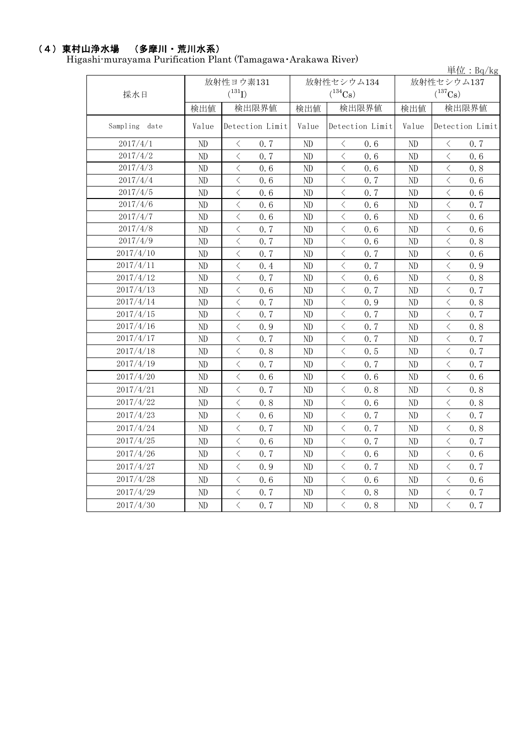## （4）東村山浄水場　（多摩川・荒川水系）

Higashi-murayama Purification Plant (Tamagawa･Arakawa River)

単位：Bq/kg

| 採水日 | 放射性ヨウ素131 ($^{131}I$) | | 放射性セシウム134 ($^{134}Cs$) | | 放射性セシウム137 ($^{137}Cs$) | |
|---|---|---|---|---|---|---|
| | 検出値 | 検出限界値 | 検出値 | 検出限界値 | 検出値 | 検出限界値 |
| Sampling date | Value | Detection Limit | Value | Detection Limit | Value | Detection Limit |
| 2017/4/1 | ND | ＜ 0.7 | ND | ＜ 0.6 | ND | ＜ 0.7 |
| 2017/4/2 | ND | ＜ 0.7 | ND | ＜ 0.6 | ND | ＜ 0.6 |
| 2017/4/3 | ND | ＜ 0.6 | ND | ＜ 0.6 | ND | ＜ 0.8 |
| 2017/4/4 | ND | ＜ 0.6 | ND | ＜ 0.7 | ND | ＜ 0.6 |
| 2017/4/5 | ND | ＜ 0.6 | ND | ＜ 0.7 | ND | ＜ 0.6 |
| 2017/4/6 | ND | ＜ 0.6 | ND | ＜ 0.6 | ND | ＜ 0.7 |
| 2017/4/7 | ND | ＜ 0.6 | ND | ＜ 0.6 | ND | ＜ 0.6 |
| 2017/4/8 | ND | ＜ 0.7 | ND | ＜ 0.6 | ND | ＜ 0.6 |
| 2017/4/9 | ND | ＜ 0.7 | ND | ＜ 0.6 | ND | ＜ 0.8 |
| 2017/4/10 | ND | ＜ 0.7 | ND | ＜ 0.7 | ND | ＜ 0.6 |
| 2017/4/11 | ND | ＜ 0.4 | ND | ＜ 0.7 | ND | ＜ 0.9 |
| 2017/4/12 | ND | ＜ 0.7 | ND | ＜ 0.6 | ND | ＜ 0.8 |
| 2017/4/13 | ND | ＜ 0.6 | ND | ＜ 0.7 | ND | ＜ 0.7 |
| 2017/4/14 | ND | ＜ 0.7 | ND | ＜ 0.9 | ND | ＜ 0.8 |
| 2017/4/15 | ND | ＜ 0.7 | ND | ＜ 0.7 | ND | ＜ 0.7 |
| 2017/4/16 | ND | ＜ 0.9 | ND | ＜ 0.7 | ND | ＜ 0.8 |
| 2017/4/17 | ND | ＜ 0.7 | ND | ＜ 0.7 | ND | ＜ 0.7 |
| 2017/4/18 | ND | ＜ 0.8 | ND | ＜ 0.5 | ND | ＜ 0.7 |
| 2017/4/19 | ND | ＜ 0.7 | ND | ＜ 0.7 | ND | ＜ 0.7 |
| 2017/4/20 | ND | ＜ 0.6 | ND | ＜ 0.6 | ND | ＜ 0.6 |
| 2017/4/21 | ND | ＜ 0.7 | ND | ＜ 0.8 | ND | ＜ 0.8 |
| 2017/4/22 | ND | ＜ 0.8 | ND | ＜ 0.6 | ND | ＜ 0.8 |
| 2017/4/23 | ND | ＜ 0.6 | ND | ＜ 0.7 | ND | ＜ 0.7 |
| 2017/4/24 | ND | ＜ 0.7 | ND | ＜ 0.7 | ND | ＜ 0.8 |
| 2017/4/25 | ND | ＜ 0.6 | ND | ＜ 0.7 | ND | ＜ 0.7 |
| 2017/4/26 | ND | ＜ 0.7 | ND | ＜ 0.6 | ND | ＜ 0.6 |
| 2017/4/27 | ND | ＜ 0.9 | ND | ＜ 0.7 | ND | ＜ 0.7 |
| 2017/4/28 | ND | ＜ 0.6 | ND | ＜ 0.6 | ND | ＜ 0.6 |
| 2017/4/29 | ND | ＜ 0.7 | ND | ＜ 0.8 | ND | ＜ 0.7 |
| 2017/4/30 | ND | ＜ 0.7 | ND | ＜ 0.8 | ND | ＜ 0.7 |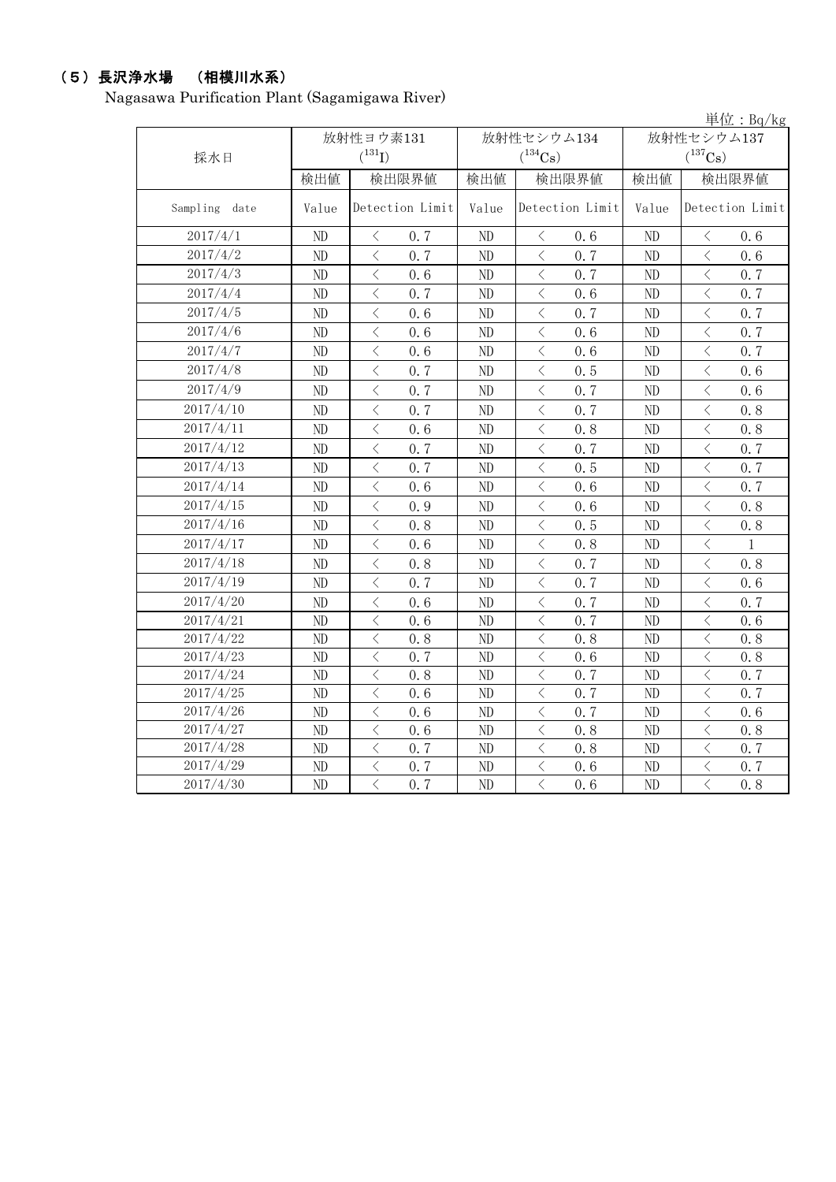## （5）長沢浄水場　（相模川水系）

Nagasawa Purification Plant (Sagamigawa River)

単位：Bq/kg

| 採水日 | 放射性ヨウ素131 ($^{131}I$) | | 放射性セシウム134 ($^{134}Cs$) | | 放射性セシウム137 ($^{137}Cs$) | |
|---|---|---|---|---|---|---|
| | 検出値 | 検出限界値 | 検出値 | 検出限界値 | 検出値 | 検出限界値 |
| Sampling date | Value | Detection Limit | Value | Detection Limit | Value | Detection Limit |
| 2017/4/1 | ND | ＜ 0.7 | ND | ＜ 0.6 | ND | ＜ 0.6 |
| 2017/4/2 | ND | ＜ 0.7 | ND | ＜ 0.7 | ND | ＜ 0.6 |
| 2017/4/3 | ND | ＜ 0.6 | ND | ＜ 0.7 | ND | ＜ 0.7 |
| 2017/4/4 | ND | ＜ 0.7 | ND | ＜ 0.6 | ND | ＜ 0.7 |
| 2017/4/5 | ND | ＜ 0.6 | ND | ＜ 0.7 | ND | ＜ 0.7 |
| 2017/4/6 | ND | ＜ 0.6 | ND | ＜ 0.6 | ND | ＜ 0.7 |
| 2017/4/7 | ND | ＜ 0.6 | ND | ＜ 0.6 | ND | ＜ 0.7 |
| 2017/4/8 | ND | ＜ 0.7 | ND | ＜ 0.5 | ND | ＜ 0.6 |
| 2017/4/9 | ND | ＜ 0.7 | ND | ＜ 0.7 | ND | ＜ 0.6 |
| 2017/4/10 | ND | ＜ 0.7 | ND | ＜ 0.7 | ND | ＜ 0.8 |
| 2017/4/11 | ND | ＜ 0.6 | ND | ＜ 0.8 | ND | ＜ 0.8 |
| 2017/4/12 | ND | ＜ 0.7 | ND | ＜ 0.7 | ND | ＜ 0.7 |
| 2017/4/13 | ND | ＜ 0.7 | ND | ＜ 0.5 | ND | ＜ 0.7 |
| 2017/4/14 | ND | ＜ 0.6 | ND | ＜ 0.6 | ND | ＜ 0.7 |
| 2017/4/15 | ND | ＜ 0.9 | ND | ＜ 0.6 | ND | ＜ 0.8 |
| 2017/4/16 | ND | ＜ 0.8 | ND | ＜ 0.5 | ND | ＜ 0.8 |
| 2017/4/17 | ND | ＜ 0.6 | ND | ＜ 0.8 | ND | ＜ 1 |
| 2017/4/18 | ND | ＜ 0.8 | ND | ＜ 0.7 | ND | ＜ 0.8 |
| 2017/4/19 | ND | ＜ 0.7 | ND | ＜ 0.7 | ND | ＜ 0.6 |
| 2017/4/20 | ND | ＜ 0.6 | ND | ＜ 0.7 | ND | ＜ 0.7 |
| 2017/4/21 | ND | ＜ 0.6 | ND | ＜ 0.7 | ND | ＜ 0.6 |
| 2017/4/22 | ND | ＜ 0.8 | ND | ＜ 0.8 | ND | ＜ 0.8 |
| 2017/4/23 | ND | ＜ 0.7 | ND | ＜ 0.6 | ND | ＜ 0.8 |
| 2017/4/24 | ND | ＜ 0.8 | ND | ＜ 0.7 | ND | ＜ 0.7 |
| 2017/4/25 | ND | ＜ 0.6 | ND | ＜ 0.7 | ND | ＜ 0.7 |
| 2017/4/26 | ND | ＜ 0.6 | ND | ＜ 0.7 | ND | ＜ 0.6 |
| 2017/4/27 | ND | ＜ 0.6 | ND | ＜ 0.8 | ND | ＜ 0.8 |
| 2017/4/28 | ND | ＜ 0.7 | ND | ＜ 0.8 | ND | ＜ 0.7 |
| 2017/4/29 | ND | ＜ 0.7 | ND | ＜ 0.6 | ND | ＜ 0.7 |
| 2017/4/30 | ND | ＜ 0.7 | ND | ＜ 0.6 | ND | ＜ 0.8 |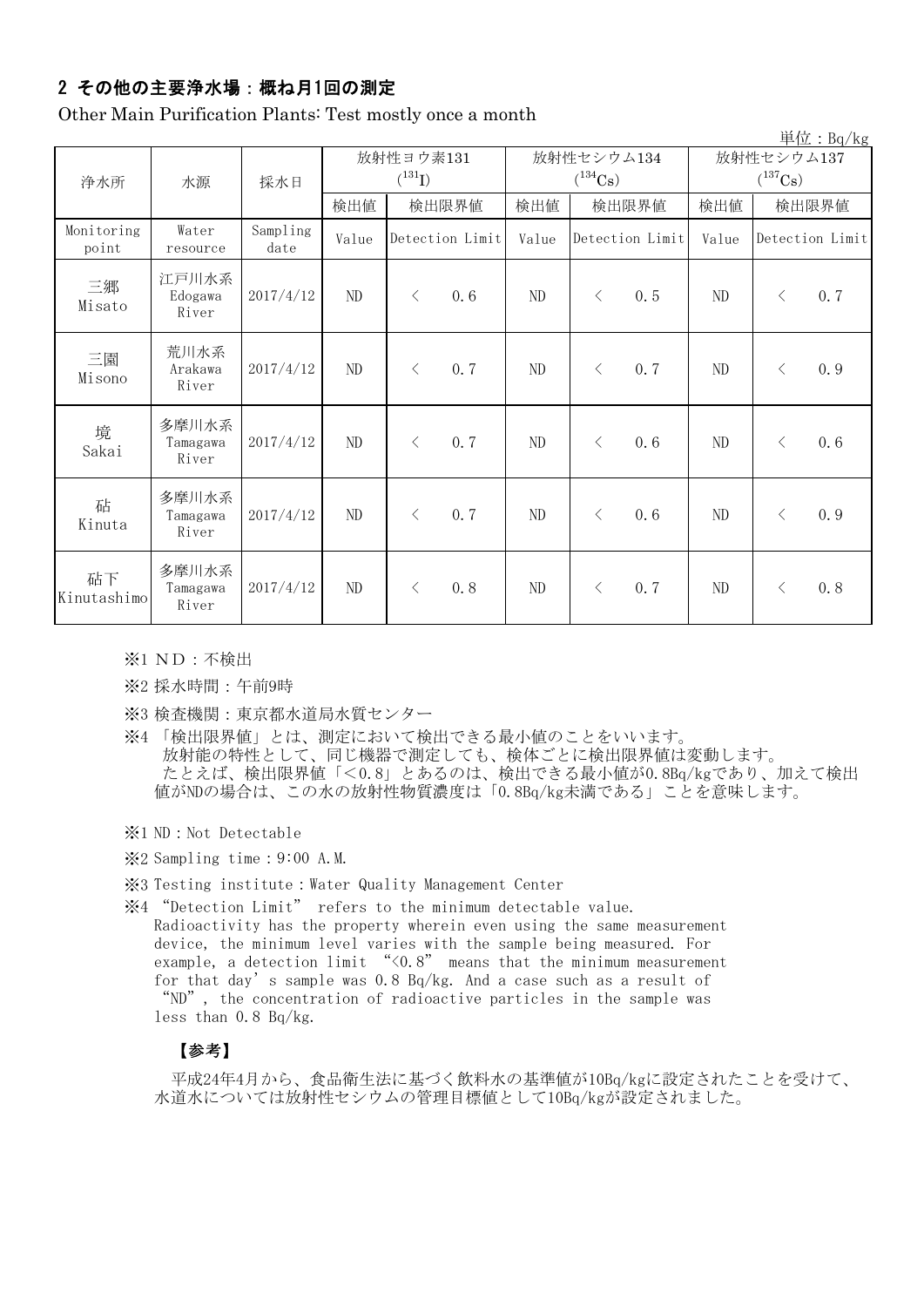## 2 その他の主要浄水場：概ね月1回の測定

Other Main Purification Plants: Test mostly once a month

単位：Bq/kg

| 浄水所 | 水源 | 採水日 | 放射性ヨウ素131 ($^{131}I$) | | 放射性セシウム134 ($^{134}Cs$) | | 放射性セシウム137 ($^{137}Cs$) | |
|---|---|---|---|---|---|---|---|---|
| | | | 検出値 | 検出限界値 | 検出値 | 検出限界値 | 検出値 | 検出限界値 |
| Monitoring point | Water resource | Sampling date | Value | Detection Limit | Value | Detection Limit | Value | Detection Limit |
| 三郷 Misato | 江戸川水系 Edogawa River | 2017/4/12 | ND | < 0.6 | ND | < 0.5 | ND | < 0.7 |
| 三園 Misono | 荒川水系 Arakawa River | 2017/4/12 | ND | < 0.7 | ND | < 0.7 | ND | < 0.9 |
| 境 Sakai | 多摩川水系 Tamagawa River | 2017/4/12 | ND | < 0.7 | ND | < 0.6 | ND | < 0.6 |
| 砧 Kinuta | 多摩川水系 Tamagawa River | 2017/4/12 | ND | < 0.7 | ND | < 0.6 | ND | < 0.9 |
| 砧下 Kinutashimo | 多摩川水系 Tamagawa River | 2017/4/12 | ND | < 0.8 | ND | < 0.7 | ND | < 0.8 |

※1 ＮＤ：不検出

※2 採水時間：午前9時

※3 検査機関：東京都水道局水質センター

※4 「検出限界値」とは、測定において検出できる最小値のことをいいます。
放射能の特性として、同じ機器で測定しても、検体ごとに検出限界値は変動します。
たとえば、検出限界値「<0.8」とあるのは、検出できる最小値が0.8Bq/kgであり、加えて検出値がNDの場合は、この水の放射性物質濃度は「0.8Bq/kg未満である」ことを意味します。

※1 ND：Not Detectable

※2 Sampling time：9:00 A.M.

※3 Testing institute：Water Quality Management Center

※4 "Detection Limit" refers to the minimum detectable value.
Radioactivity has the property wherein even using the same measurement device, the minimum level varies with the sample being measured. For example, a detection limit "<0.8" means that the minimum measurement for that day's sample was 0.8 Bq/kg. And a case such as a result of "ND", the concentration of radioactive particles in the sample was less than 0.8 Bq/kg.

【参考】

平成24年4月から、食品衛生法に基づく飲料水の基準値が10Bq/kgに設定されたことを受けて、水道水については放射性セシウムの管理目標値として10Bq/kgが設定されました。